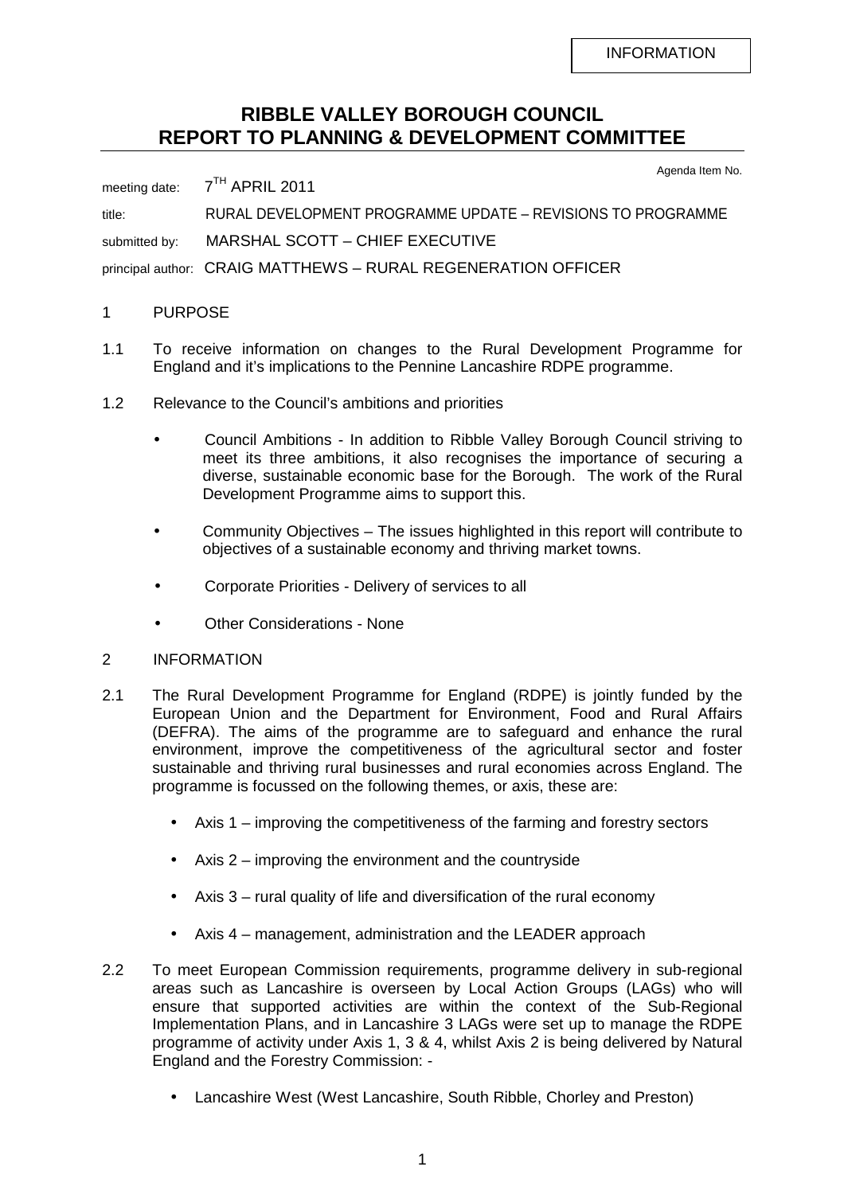INFORMATION

# RIBBLE VALLEY BOROUGH COUNCIL
# REPORT TO PLANNING & DEVELOPMENT COMMITTEE

Agenda Item No.

meeting date: 7[TH] APRIL 2011

title: RURAL DEVELOPMENT PROGRAMME UPDATE – REVISIONS TO PROGRAMME

submitted by: MARSHAL SCOTT – CHIEF EXECUTIVE

principal author: CRAIG MATTHEWS – RURAL REGENERATION OFFICER

## 1 PURPOSE

1.1 To receive information on changes to the Rural Development Programme for England and it's implications to the Pennine Lancashire RDPE programme.

1.2 Relevance to the Council's ambitions and priorities

- Council Ambitions - In addition to Ribble Valley Borough Council striving to meet its three ambitions, it also recognises the importance of securing a diverse, sustainable economic base for the Borough. The work of the Rural Development Programme aims to support this.
- Community Objectives – The issues highlighted in this report will contribute to objectives of a sustainable economy and thriving market towns.
- Corporate Priorities - Delivery of services to all
- Other Considerations - None

## 2 INFORMATION

2.1 The Rural Development Programme for England (RDPE) is jointly funded by the European Union and the Department for Environment, Food and Rural Affairs (DEFRA). The aims of the programme are to safeguard and enhance the rural environment, improve the competitiveness of the agricultural sector and foster sustainable and thriving rural businesses and rural economies across England. The programme is focussed on the following themes, or axis, these are:

- Axis 1 – improving the competitiveness of the farming and forestry sectors
- Axis 2 – improving the environment and the countryside
- Axis 3 – rural quality of life and diversification of the rural economy
- Axis 4 – management, administration and the LEADER approach

2.2 To meet European Commission requirements, programme delivery in sub-regional areas such as Lancashire is overseen by Local Action Groups (LAGs) who will ensure that supported activities are within the context of the Sub-Regional Implementation Plans, and in Lancashire 3 LAGs were set up to manage the RDPE programme of activity under Axis 1, 3 & 4, whilst Axis 2 is being delivered by Natural England and the Forestry Commission: -

- Lancashire West (West Lancashire, South Ribble, Chorley and Preston)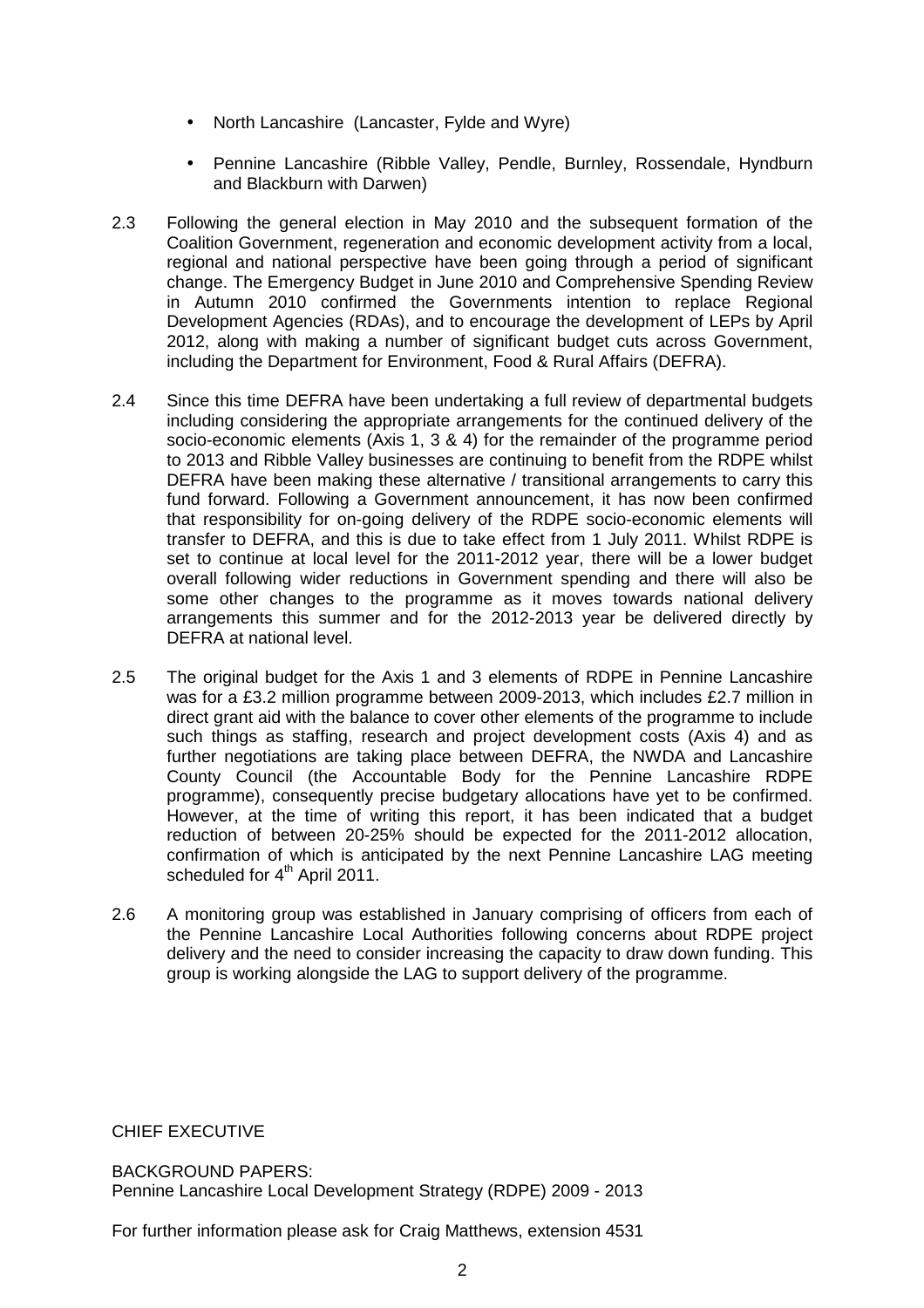- North Lancashire (Lancaster, Fylde and Wyre)
- Pennine Lancashire (Ribble Valley, Pendle, Burnley, Rossendale, Hyndburn and Blackburn with Darwen)

2.3 Following the general election in May 2010 and the subsequent formation of the Coalition Government, regeneration and economic development activity from a local, regional and national perspective have been going through a period of significant change. The Emergency Budget in June 2010 and Comprehensive Spending Review in Autumn 2010 confirmed the Governments intention to replace Regional Development Agencies (RDAs), and to encourage the development of LEPs by April 2012, along with making a number of significant budget cuts across Government, including the Department for Environment, Food & Rural Affairs (DEFRA).

2.4 Since this time DEFRA have been undertaking a full review of departmental budgets including considering the appropriate arrangements for the continued delivery of the socio-economic elements (Axis 1, 3 & 4) for the remainder of the programme period to 2013 and Ribble Valley businesses are continuing to benefit from the RDPE whilst DEFRA have been making these alternative / transitional arrangements to carry this fund forward. Following a Government announcement, it has now been confirmed that responsibility for on-going delivery of the RDPE socio-economic elements will transfer to DEFRA, and this is due to take effect from 1 July 2011. Whilst RDPE is set to continue at local level for the 2011-2012 year, there will be a lower budget overall following wider reductions in Government spending and there will also be some other changes to the programme as it moves towards national delivery arrangements this summer and for the 2012-2013 year be delivered directly by DEFRA at national level.

2.5 The original budget for the Axis 1 and 3 elements of RDPE in Pennine Lancashire was for a £3.2 million programme between 2009-2013, which includes £2.7 million in direct grant aid with the balance to cover other elements of the programme to include such things as staffing, research and project development costs (Axis 4) and as further negotiations are taking place between DEFRA, the NWDA and Lancashire County Council (the Accountable Body for the Pennine Lancashire RDPE programme), consequently precise budgetary allocations have yet to be confirmed. However, at the time of writing this report, it has been indicated that a budget reduction of between 20-25% should be expected for the 2011-2012 allocation, confirmation of which is anticipated by the next Pennine Lancashire LAG meeting scheduled for 4th April 2011.

2.6 A monitoring group was established in January comprising of officers from each of the Pennine Lancashire Local Authorities following concerns about RDPE project delivery and the need to consider increasing the capacity to draw down funding. This group is working alongside the LAG to support delivery of the programme.

CHIEF EXECUTIVE

BACKGROUND PAPERS:
Pennine Lancashire Local Development Strategy (RDPE) 2009 - 2013

For further information please ask for Craig Matthews, extension 4531